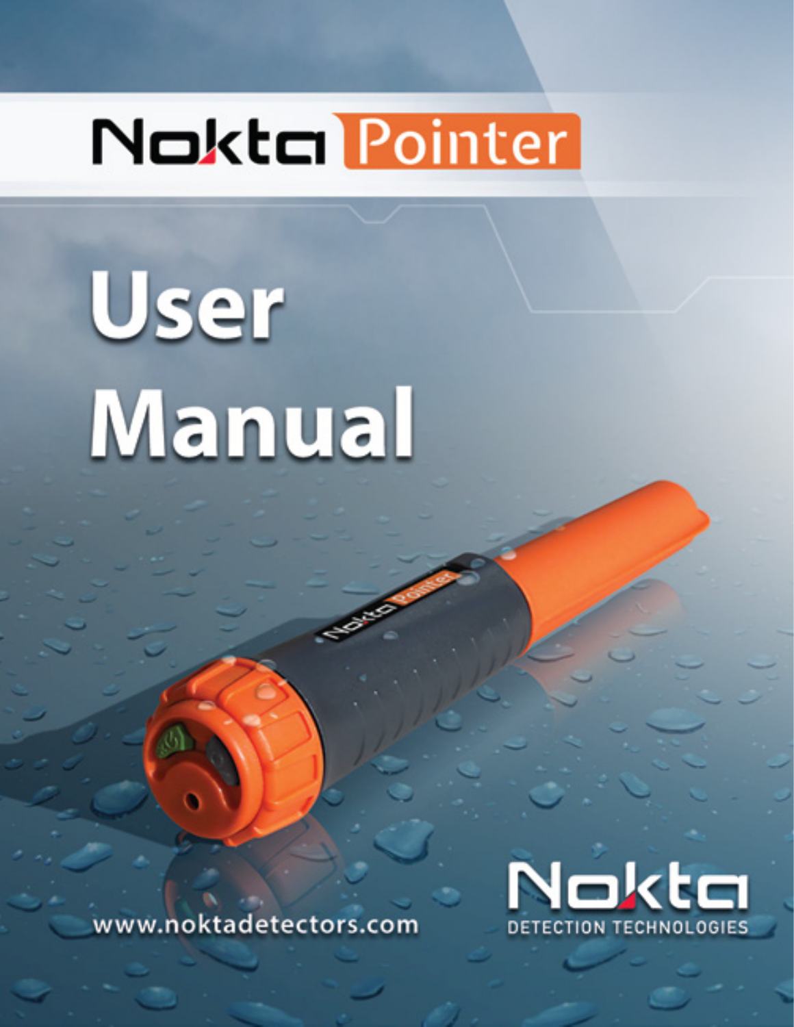# Nokta Pointer

# User Manual

www.noktadetectors.com

Nokta DETECTION TECHNOLOGIES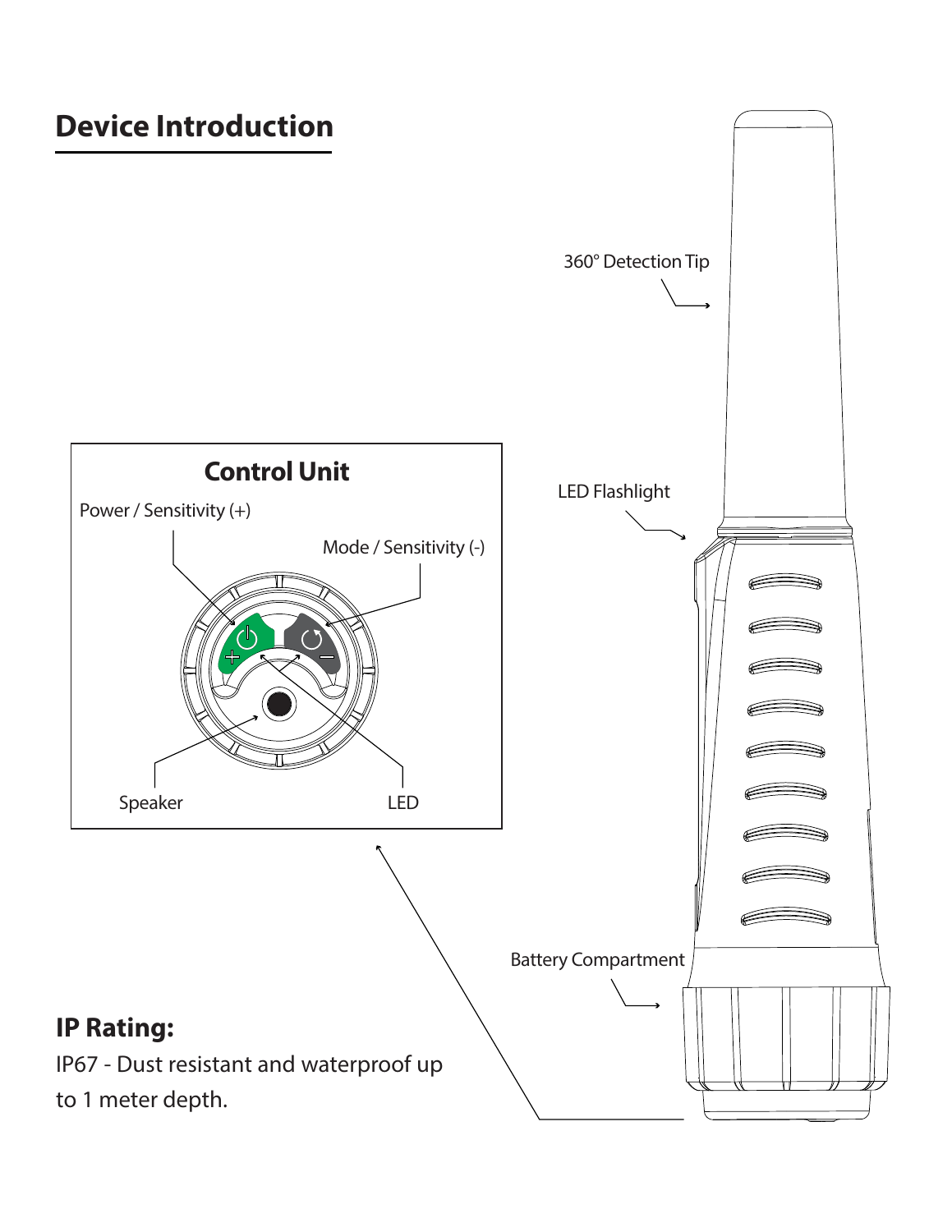## Device Introduction

360° Detection Tip

LED Flashlight

Battery Compartment

### Control Unit

Power / Sensitivity (+)

Mode / Sensitivity (-)

Speaker

LED

**IP Rating:**

IP67 - Dust resistant and waterproof up to 1 meter depth.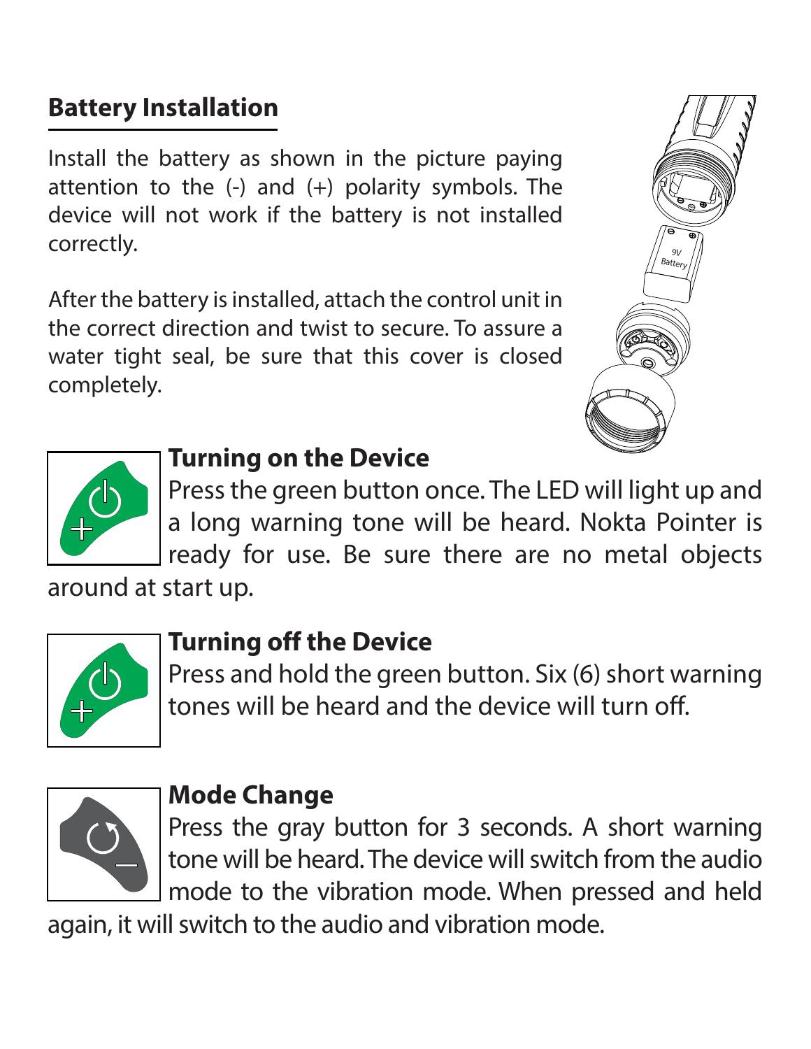## Battery Installation

Install the battery as shown in the picture paying attention to the (-) and (+) polarity symbols. The device will not work if the battery is not installed correctly.

After the battery is installed, attach the control unit in the correct direction and twist to secure. To assure a water tight seal, be sure that this cover is closed completely.

### Turning on the Device

Press the green button once. The LED will light up and a long warning tone will be heard. Nokta Pointer is ready for use. Be sure there are no metal objects around at start up.

### Turning off the Device

Press and hold the green button. Six (6) short warning tones will be heard and the device will turn off.

### Mode Change

Press the gray button for 3 seconds. A short warning tone will be heard. The device will switch from the audio mode to the vibration mode. When pressed and held again, it will switch to the audio and vibration mode.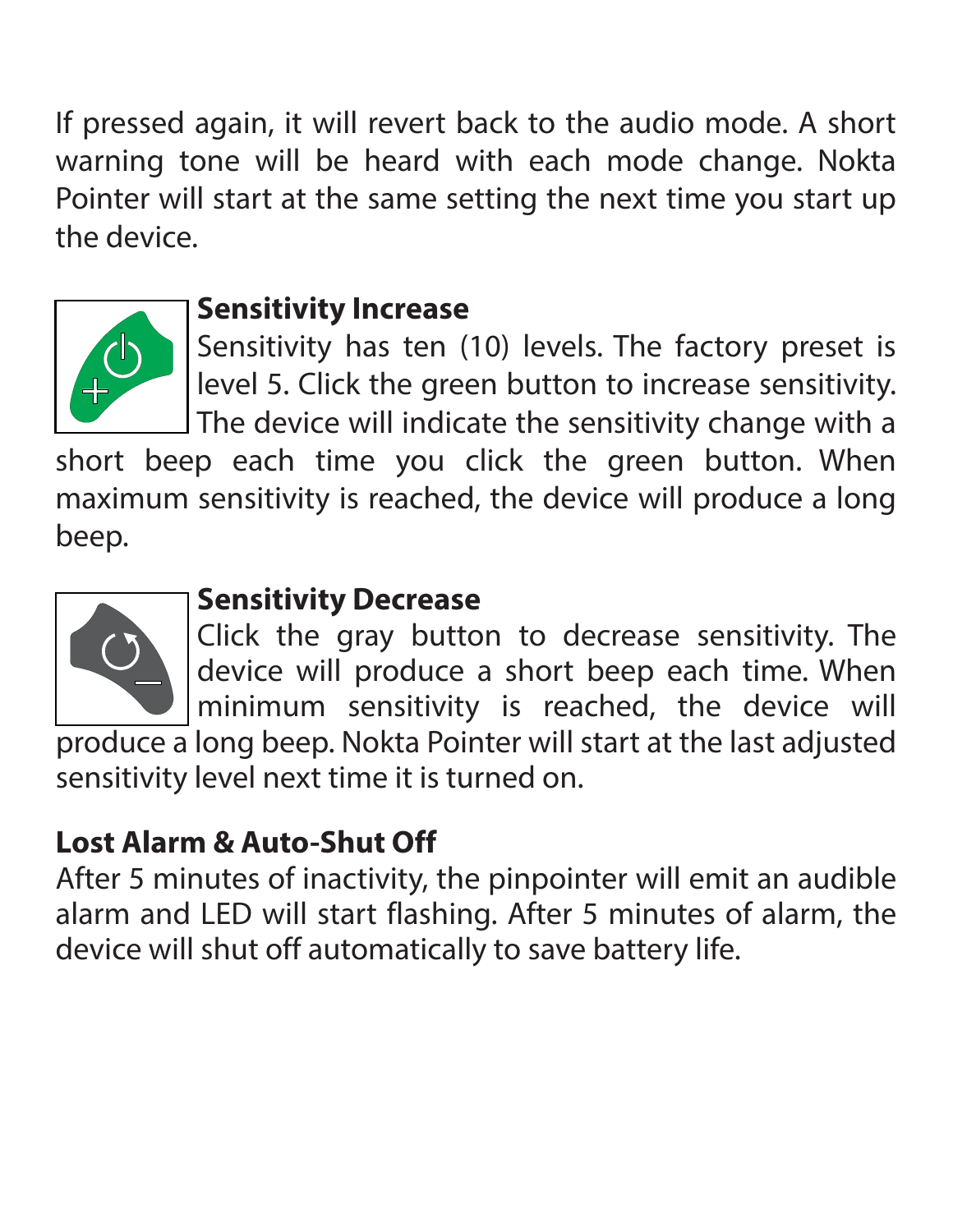If pressed again, it will revert back to the audio mode. A short warning tone will be heard with each mode change. Nokta Pointer will start at the same setting the next time you start up the device.

**Sensitivity Increase**

Sensitivity has ten (10) levels. The factory preset is level 5. Click the green button to increase sensitivity. The device will indicate the sensitivity change with a short beep each time you click the green button. When maximum sensitivity is reached, the device will produce a long beep.

**Sensitivity Decrease**

Click the gray button to decrease sensitivity. The device will produce a short beep each time. When minimum sensitivity is reached, the device will produce a long beep. Nokta Pointer will start at the last adjusted sensitivity level next time it is turned on.

**Lost Alarm & Auto-Shut Off**

After 5 minutes of inactivity, the pinpointer will emit an audible alarm and LED will start flashing. After 5 minutes of alarm, the device will shut off automatically to save battery life.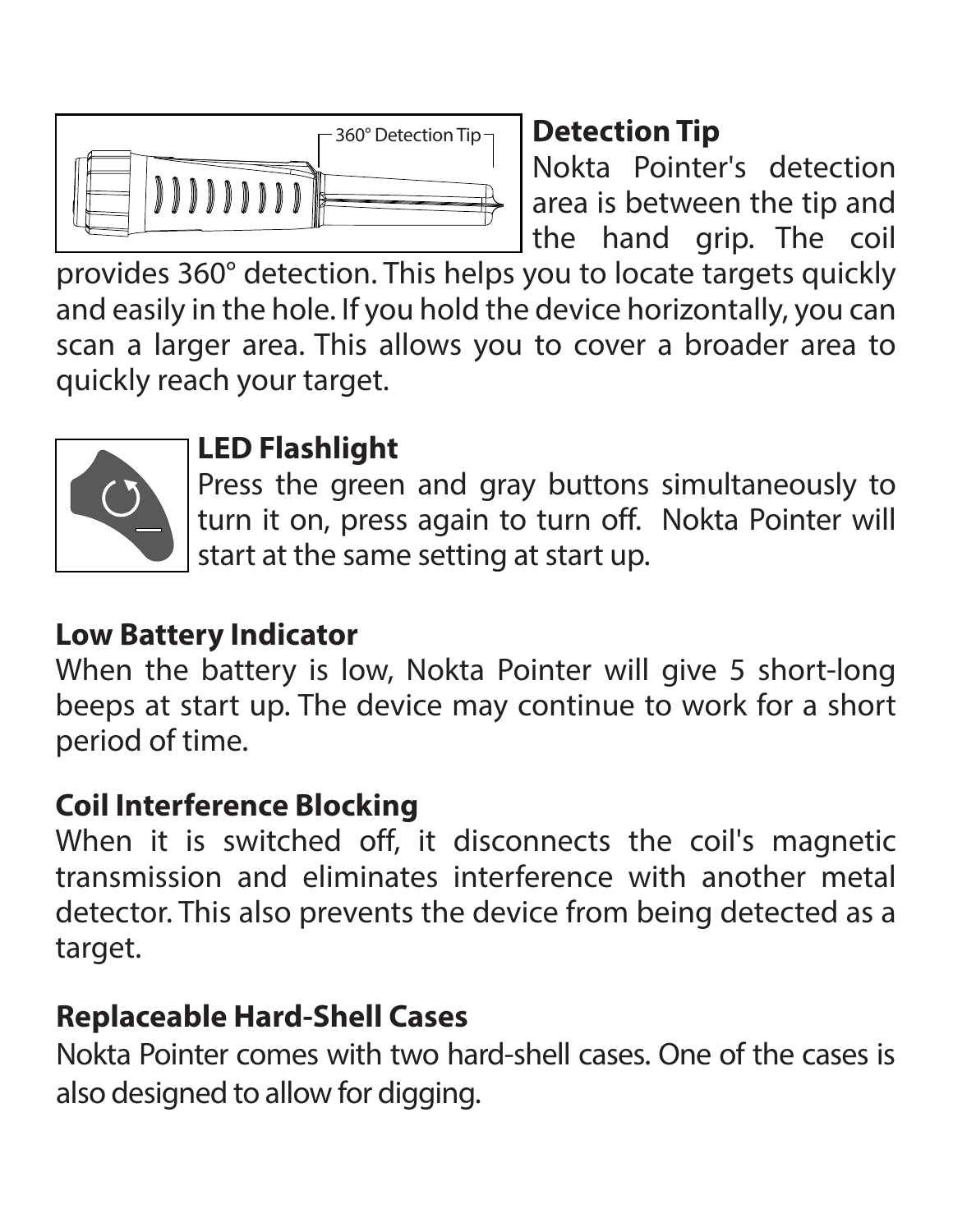360° Detection Tip

## Detection Tip

Nokta Pointer's detection area is between the tip and the hand grip. The coil provides 360° detection. This helps you to locate targets quickly and easily in the hole. If you hold the device horizontally, you can scan a larger area. This allows you to cover a broader area to quickly reach your target.

## LED Flashlight

Press the green and gray buttons simultaneously to turn it on, press again to turn off. Nokta Pointer will start at the same setting at start up.

## Low Battery Indicator

When the battery is low, Nokta Pointer will give 5 short-long beeps at start up. The device may continue to work for a short period of time.

## Coil Interference Blocking

When it is switched off, it disconnects the coil's magnetic transmission and eliminates interference with another metal detector. This also prevents the device from being detected as a target.

## Replaceable Hard-Shell Cases

Nokta Pointer comes with two hard-shell cases. One of the cases is also designed to allow for digging.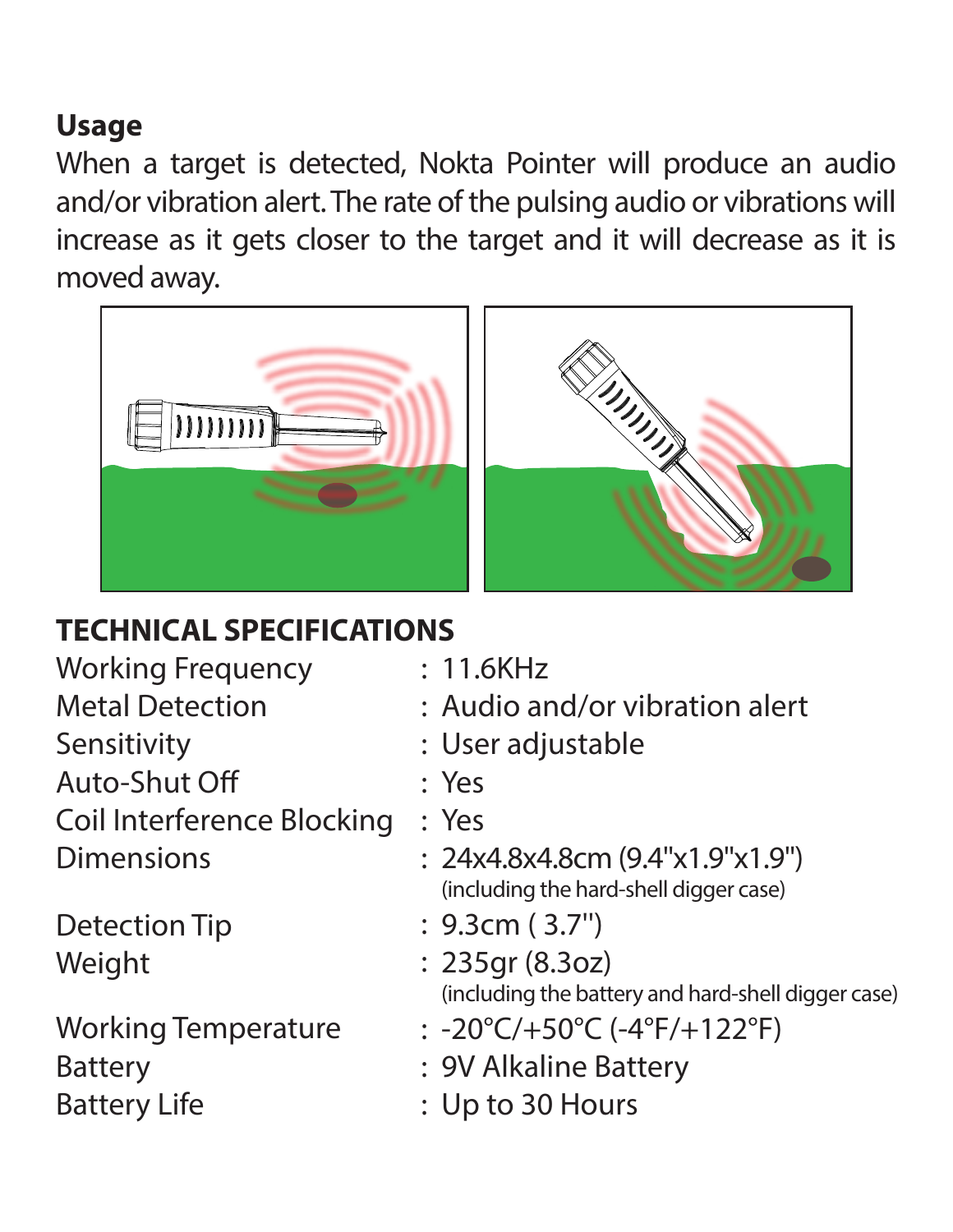## Usage

When a target is detected, Nokta Pointer will produce an audio and/or vibration alert. The rate of the pulsing audio or vibrations will increase as it gets closer to the target and it will decrease as it is moved away.

## TECHNICAL SPECIFICATIONS

| | |
|---|---|
| Working Frequency | : 11.6KHz |
| Metal Detection | : Audio and/or vibration alert |
| Sensitivity | : User adjustable |
| Auto-Shut Off | : Yes |
| Coil Interference Blocking | : Yes |
| Dimensions | : 24x4.8x4.8cm (9.4"x1.9"x1.9") (including the hard-shell digger case) |
| Detection Tip | : 9.3cm ( 3.7") |
| Weight | : 235gr (8.3oz) (including the battery and hard-shell digger case) |
| Working Temperature | : -20°C/+50°C (-4°F/+122°F) |
| Battery | : 9V Alkaline Battery |
| Battery Life | : Up to 30 Hours |